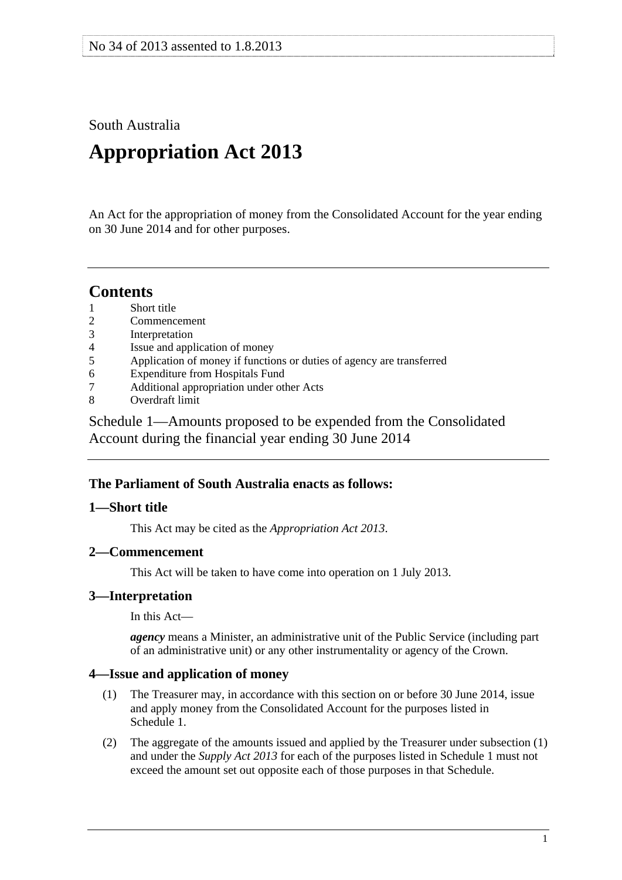No 34 of 2013 assented to 1.8.2013

South Australia

# Appropriation Act 2013

An Act for the appropriation of money from the Consolidated Account for the year ending on 30 June 2014 and for other purposes.

## Contents

1 Short title
2 Commencement
3 Interpretation
4 Issue and application of money
5 Application of money if functions or duties of agency are transferred
6 Expenditure from Hospitals Fund
7 Additional appropriation under other Acts
8 Overdraft limit

Schedule 1—Amounts proposed to be expended from the Consolidated Account during the financial year ending 30 June 2014

**The Parliament of South Australia enacts as follows:**

### 1—Short title

This Act may be cited as the *Appropriation Act 2013*.

### 2—Commencement

This Act will be taken to have come into operation on 1 July 2013.

### 3—Interpretation

In this Act—

***agency*** means a Minister, an administrative unit of the Public Service (including part of an administrative unit) or any other instrumentality or agency of the Crown.

### 4—Issue and application of money

(1) The Treasurer may, in accordance with this section on or before 30 June 2014, issue and apply money from the Consolidated Account for the purposes listed in Schedule 1.

(2) The aggregate of the amounts issued and applied by the Treasurer under subsection (1) and under the *Supply Act 2013* for each of the purposes listed in Schedule 1 must not exceed the amount set out opposite each of those purposes in that Schedule.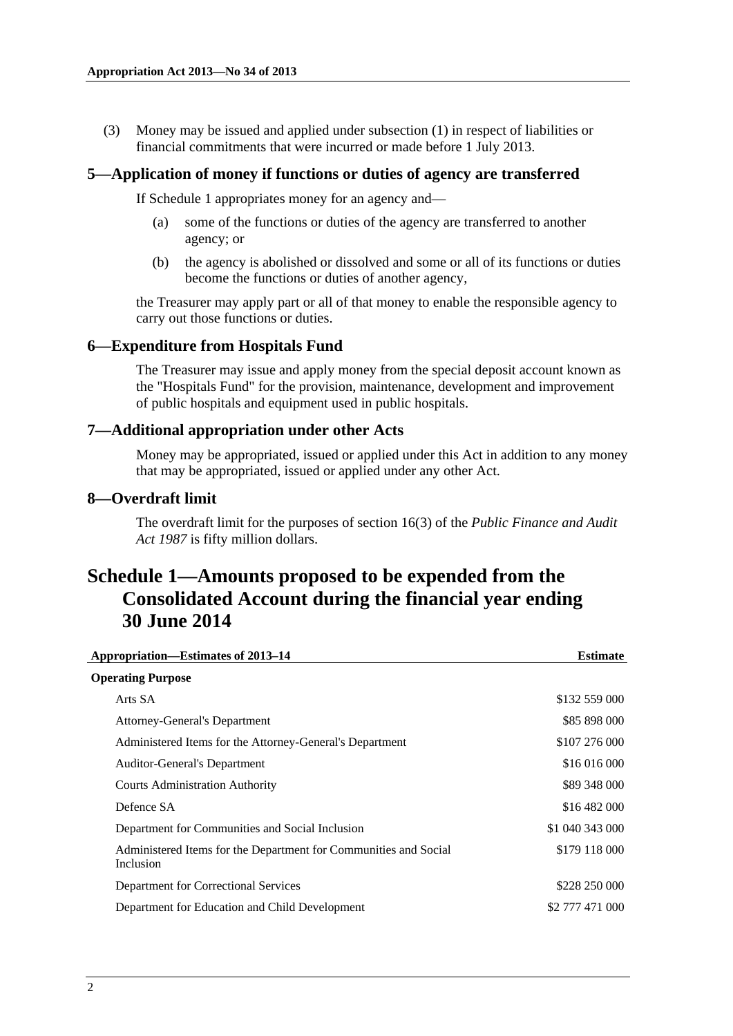(3) Money may be issued and applied under subsection (1) in respect of liabilities or financial commitments that were incurred or made before 1 July 2013.

## 5—Application of money if functions or duties of agency are transferred

If Schedule 1 appropriates money for an agency and—

(a) some of the functions or duties of the agency are transferred to another agency; or

(b) the agency is abolished or dissolved and some or all of its functions or duties become the functions or duties of another agency,

the Treasurer may apply part or all of that money to enable the responsible agency to carry out those functions or duties.

## 6—Expenditure from Hospitals Fund

The Treasurer may issue and apply money from the special deposit account known as the "Hospitals Fund" for the provision, maintenance, development and improvement of public hospitals and equipment used in public hospitals.

## 7—Additional appropriation under other Acts

Money may be appropriated, issued or applied under this Act in addition to any money that may be appropriated, issued or applied under any other Act.

## 8—Overdraft limit

The overdraft limit for the purposes of section 16(3) of the *Public Finance and Audit Act 1987* is fifty million dollars.

# Schedule 1—Amounts proposed to be expended from the Consolidated Account during the financial year ending 30 June 2014

| Appropriation—Estimates of 2013–14 | Estimate |
|---|---|
| **Operating Purpose** | |
| Arts SA | $132 559 000 |
| Attorney-General's Department | $85 898 000 |
| Administered Items for the Attorney-General's Department | $107 276 000 |
| Auditor-General's Department | $16 016 000 |
| Courts Administration Authority | $89 348 000 |
| Defence SA | $16 482 000 |
| Department for Communities and Social Inclusion | $1 040 343 000 |
| Administered Items for the Department for Communities and Social Inclusion | $179 118 000 |
| Department for Correctional Services | $228 250 000 |
| Department for Education and Child Development | $2 777 471 000 |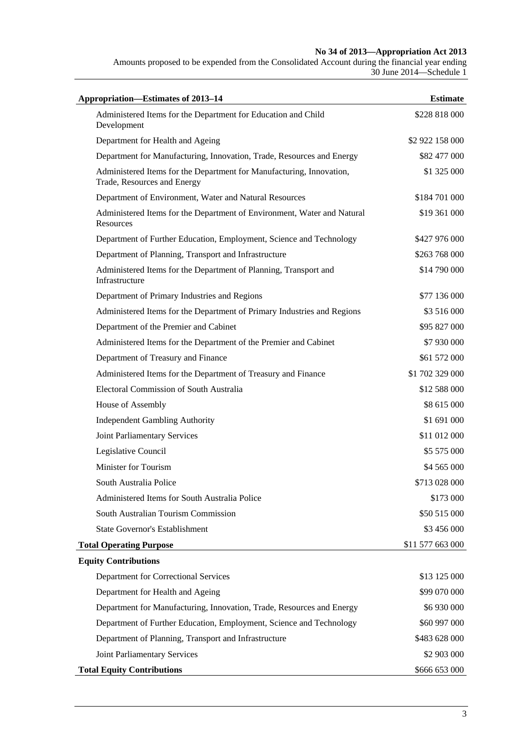| Appropriation—Estimates of 2013–14 | Estimate |
|---|---|
| Administered Items for the Department for Education and Child Development | \$228 818 000 |
| Department for Health and Ageing | \$2 922 158 000 |
| Department for Manufacturing, Innovation, Trade, Resources and Energy | \$82 477 000 |
| Administered Items for the Department for Manufacturing, Innovation, Trade, Resources and Energy | \$1 325 000 |
| Department of Environment, Water and Natural Resources | \$184 701 000 |
| Administered Items for the Department of Environment, Water and Natural Resources | \$19 361 000 |
| Department of Further Education, Employment, Science and Technology | \$427 976 000 |
| Department of Planning, Transport and Infrastructure | \$263 768 000 |
| Administered Items for the Department of Planning, Transport and Infrastructure | \$14 790 000 |
| Department of Primary Industries and Regions | \$77 136 000 |
| Administered Items for the Department of Primary Industries and Regions | \$3 516 000 |
| Department of the Premier and Cabinet | \$95 827 000 |
| Administered Items for the Department of the Premier and Cabinet | \$7 930 000 |
| Department of Treasury and Finance | \$61 572 000 |
| Administered Items for the Department of Treasury and Finance | \$1 702 329 000 |
| Electoral Commission of South Australia | \$12 588 000 |
| House of Assembly | \$8 615 000 |
| Independent Gambling Authority | \$1 691 000 |
| Joint Parliamentary Services | \$11 012 000 |
| Legislative Council | \$5 575 000 |
| Minister for Tourism | \$4 565 000 |
| South Australia Police | \$713 028 000 |
| Administered Items for South Australia Police | \$173 000 |
| South Australian Tourism Commission | \$50 515 000 |
| State Governor's Establishment | \$3 456 000 |
| **Total Operating Purpose** | \$11 577 663 000 |
| **Equity Contributions** | |
| Department for Correctional Services | \$13 125 000 |
| Department for Health and Ageing | \$99 070 000 |
| Department for Manufacturing, Innovation, Trade, Resources and Energy | \$6 930 000 |
| Department of Further Education, Employment, Science and Technology | \$60 997 000 |
| Department of Planning, Transport and Infrastructure | \$483 628 000 |
| Joint Parliamentary Services | \$2 903 000 |
| **Total Equity Contributions** | \$666 653 000 |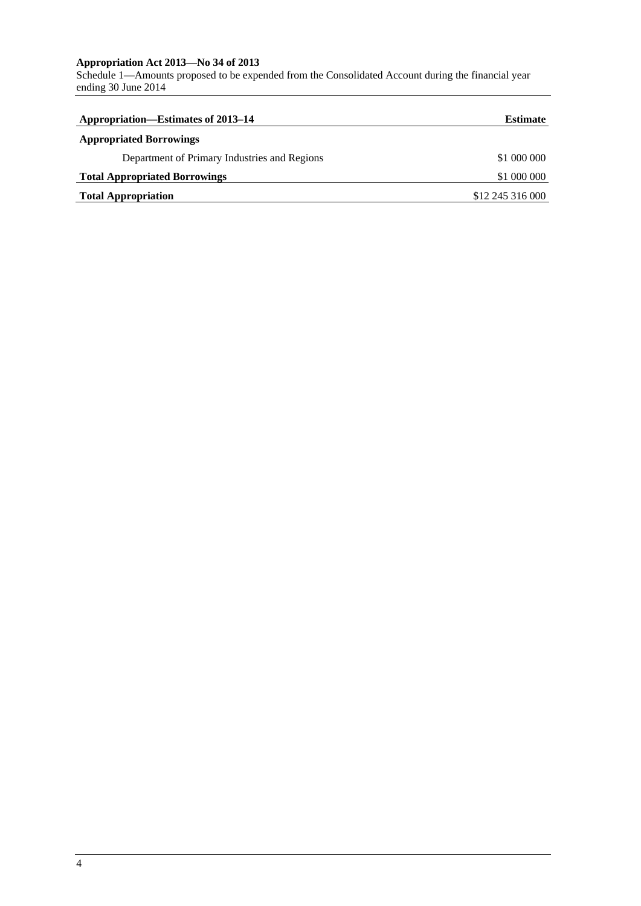**Appropriation Act 2013—No 34 of 2013**

Schedule 1—Amounts proposed to be expended from the Consolidated Account during the financial year ending 30 June 2014

| Appropriation—Estimates of 2013–14 | Estimate |
|---|---|
| **Appropriated Borrowings** | |
| Department of Primary Industries and Regions | $1 000 000 |
| **Total Appropriated Borrowings** | $1 000 000 |
| **Total Appropriation** | $12 245 316 000 |